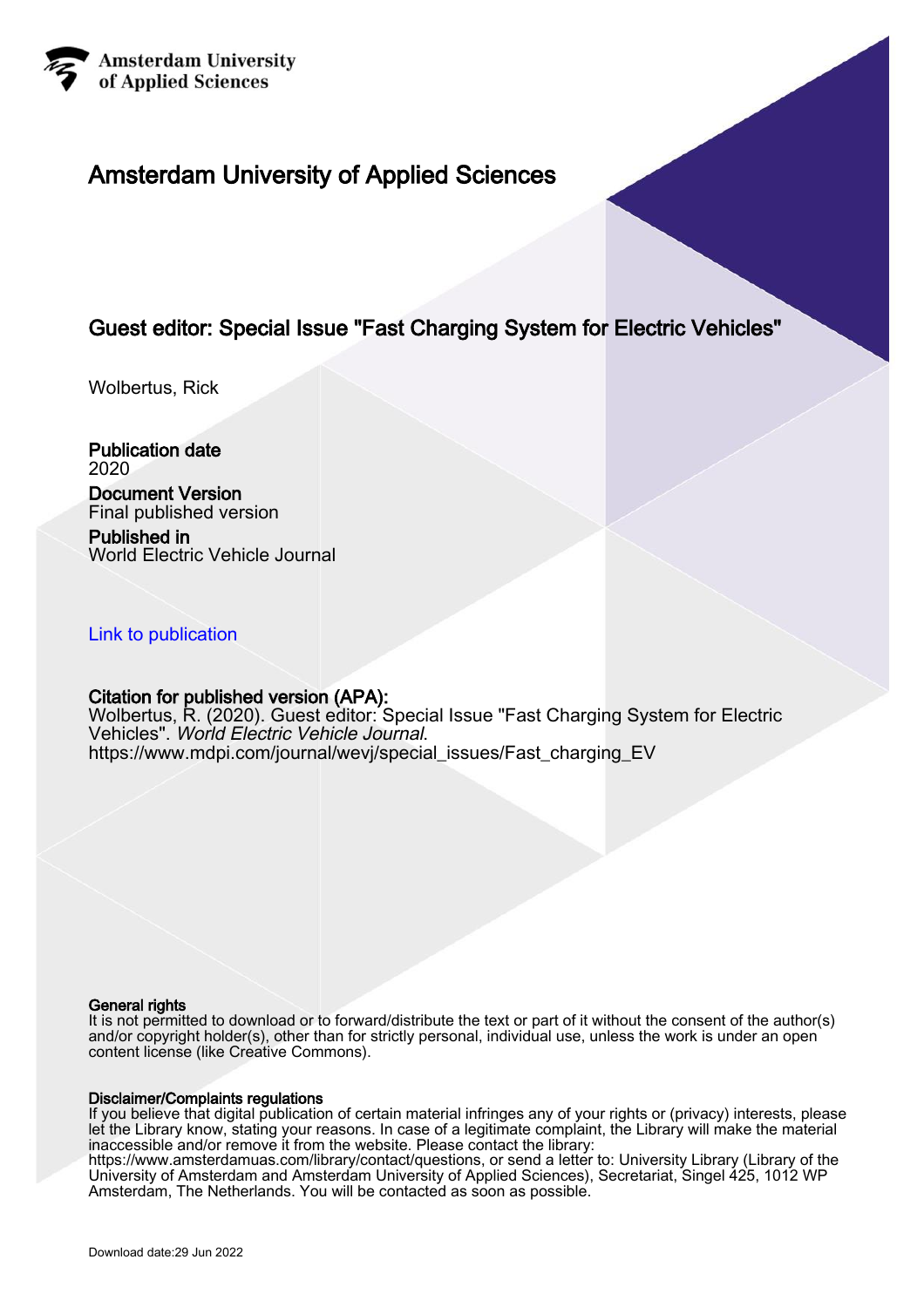Amsterdam University of Applied Sciences

# Amsterdam University of Applied Sciences

## Guest editor: Special Issue "Fast Charging System for Electric Vehicles"

Wolbertus, Rick

**Publication date**
2020

**Document Version**
Final published version

**Published in**
World Electric Vehicle Journal

Link to publication

**Citation for published version (APA):**
Wolbertus, R. (2020). Guest editor: Special Issue "Fast Charging System for Electric Vehicles". *World Electric Vehicle Journal*.
https://www.mdpi.com/journal/wevj/special_issues/Fast_charging_EV

**General rights**
It is not permitted to download or to forward/distribute the text or part of it without the consent of the author(s) and/or copyright holder(s), other than for strictly personal, individual use, unless the work is under an open content license (like Creative Commons).

**Disclaimer/Complaints regulations**
If you believe that digital publication of certain material infringes any of your rights or (privacy) interests, please let the Library know, stating your reasons. In case of a legitimate complaint, the Library will make the material inaccessible and/or remove it from the website. Please contact the library:
https://www.amsterdamuas.com/library/contact/questions, or send a letter to: University Library (Library of the University of Amsterdam and Amsterdam University of Applied Sciences), Secretariat, Singel 425, 1012 WP Amsterdam, The Netherlands. You will be contacted as soon as possible.

Download date:29 Jun 2022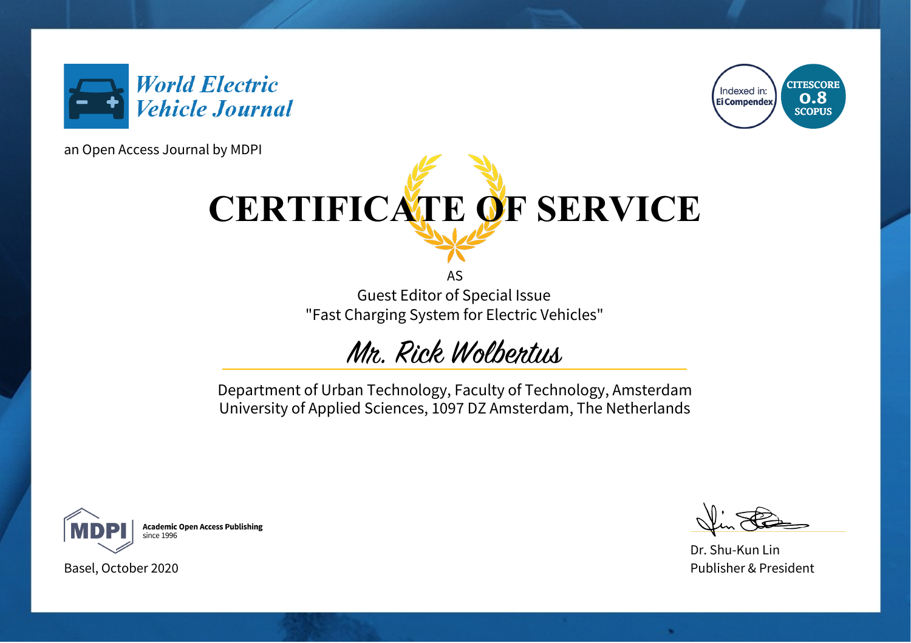World Electric Vehicle Journal

an Open Access Journal by MDPI

Indexed in: Ei Compendex

CITESCORE 0.8 SCOPUS

# CERTIFICATE OF SERVICE

AS

Guest Editor of Special Issue

"Fast Charging System for Electric Vehicles"

## Mr. Rick Wolbertus

Department of Urban Technology, Faculty of Technology, Amsterdam University of Applied Sciences, 1097 DZ Amsterdam, The Netherlands

MDPI Academic Open Access Publishing since 1996

Basel, October 2020

Dr. Shu-Kun Lin
Publisher & President